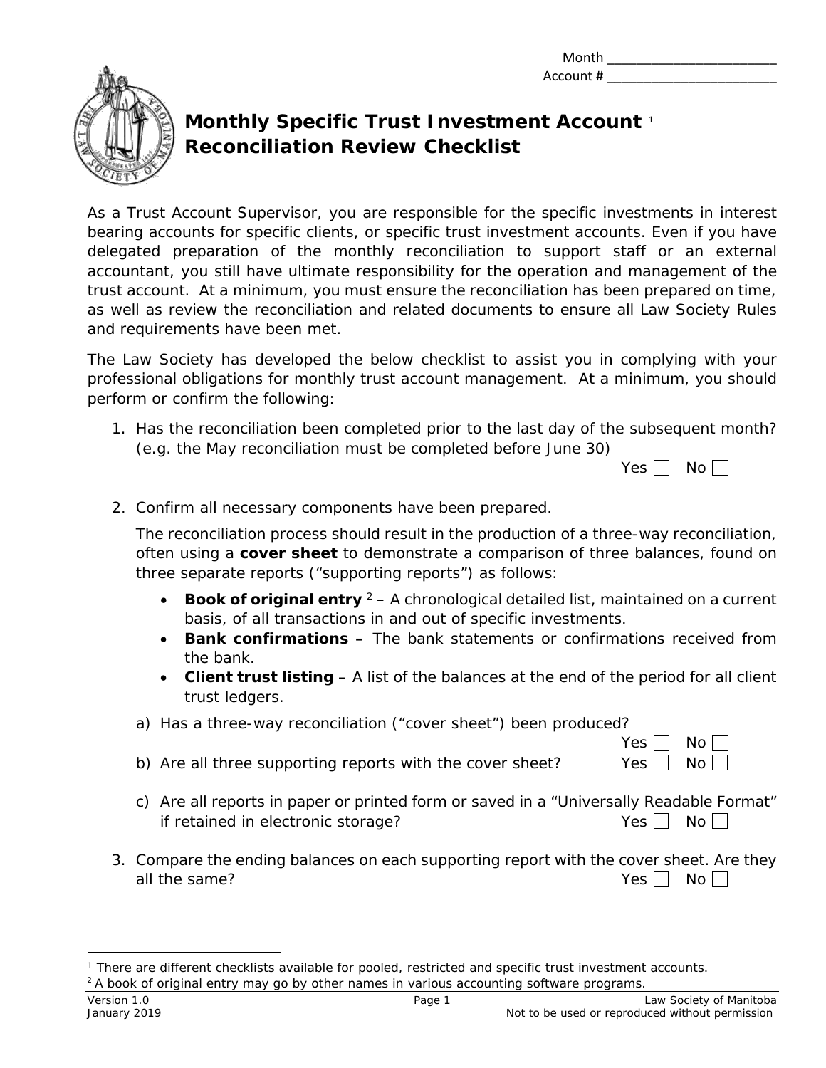Month ________________________
Account # ________________________

# Monthly Specific Trust Investment Account [1] Reconciliation Review Checklist

As a Trust Account Supervisor, you are responsible for the specific investments in interest bearing accounts for specific clients, or specific trust investment accounts. Even if you have delegated preparation of the monthly reconciliation to support staff or an external accountant, you still have ultimate responsibility for the operation and management of the trust account. At a minimum, you must ensure the reconciliation has been prepared on time, as well as review the reconciliation and related documents to ensure all Law Society Rules and requirements have been met.

The Law Society has developed the below checklist to assist you in complying with your professional obligations for monthly trust account management. At a minimum, you should perform or confirm the following:

1. Has the reconciliation been completed prior to the last day of the subsequent month? (e.g. the May reconciliation must be completed before June 30)

   Yes ☐ No ☐

2. Confirm all necessary components have been prepared.

   The reconciliation process should result in the production of a three-way reconciliation, often using a **cover sheet** to demonstrate a comparison of three balances, found on three separate reports ("supporting reports") as follows:

   - **Book of original entry** [2] – A chronological detailed list, maintained on a current basis, of all transactions in and out of specific investments.
   - **Bank confirmations –** The bank statements or confirmations received from the bank.
   - **Client trust listing** – A list of the balances at the end of the period for all client trust ledgers.

   a) Has a three-way reconciliation ("cover sheet") been produced? Yes ☐ No ☐

   b) Are all three supporting reports with the cover sheet? Yes ☐ No ☐

   c) Are all reports in paper or printed form or saved in a "Universally Readable Format" if retained in electronic storage? Yes ☐ No ☐

3. Compare the ending balances on each supporting report with the cover sheet. Are they all the same? Yes ☐ No ☐

---

[1] There are different checklists available for pooled, restricted and specific trust investment accounts.

[2] A book of original entry may go by other names in various accounting software programs.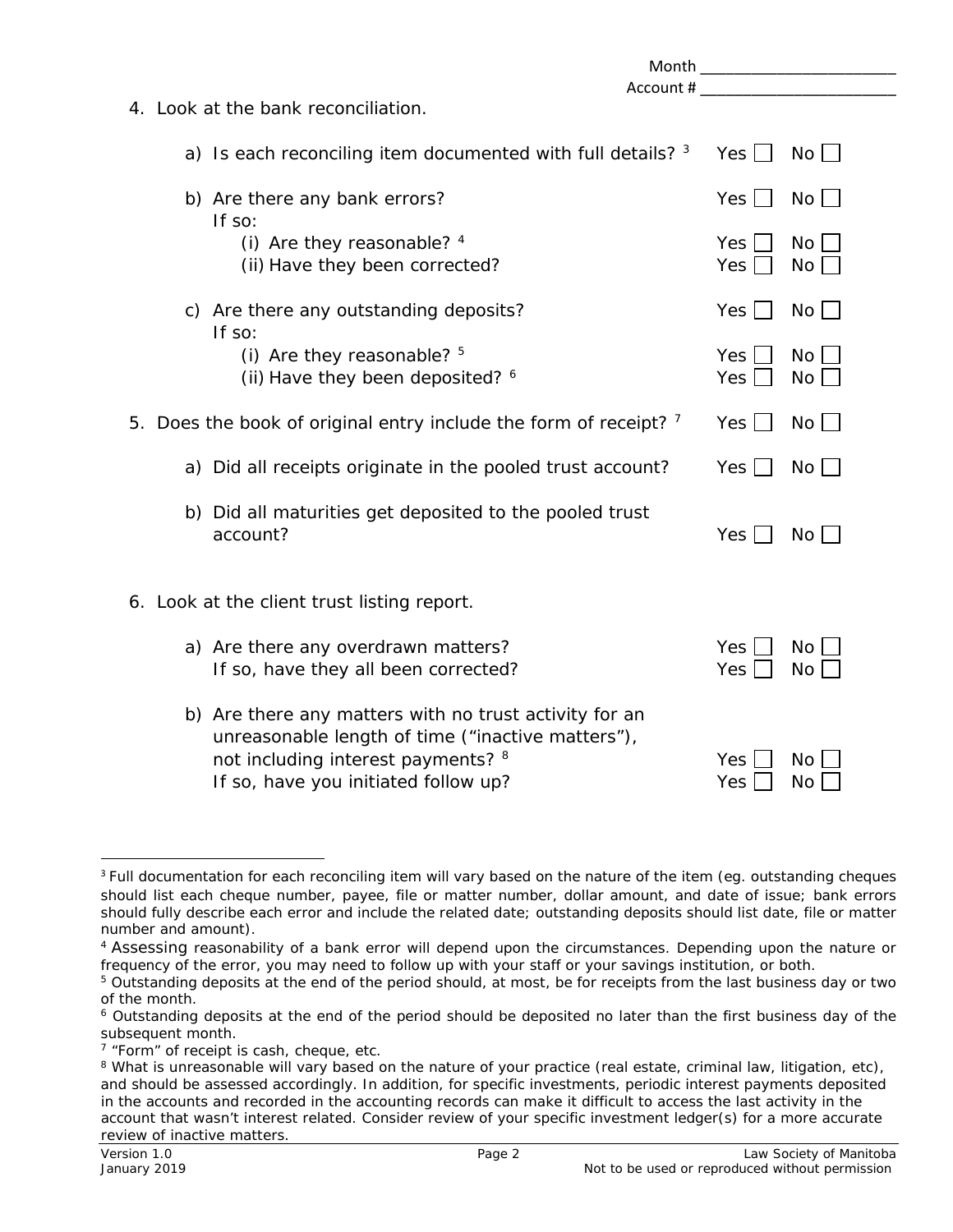Month \_\_\_\_\_\_\_\_\_\_\_\_\_\_\_\_\_\_\_\_\_\_\_\_

Account # \_\_\_\_\_\_\_\_\_\_\_\_\_\_\_\_\_\_\_\_\_\_\_\_

4. Look at the bank reconciliation.

   a) Is each reconciling item documented with full details? [3] Yes ☐ No ☐

   b) Are there any bank errors? Yes ☐ No ☐
      If so:
      (i) Are they reasonable? [4] Yes ☐ No ☐
      (ii) Have they been corrected? Yes ☐ No ☐

   c) Are there any outstanding deposits? Yes ☐ No ☐
      If so:
      (i) Are they reasonable? [5] Yes ☐ No ☐
      (ii) Have they been deposited? [6] Yes ☐ No ☐

5. Does the book of original entry include the form of receipt? [7] Yes ☐ No ☐

   a) Did all receipts originate in the pooled trust account? Yes ☐ No ☐

   b) Did all maturities get deposited to the pooled trust account? Yes ☐ No ☐

6. Look at the client trust listing report.

   a) Are there any overdrawn matters? Yes ☐ No ☐
      If so, have they all been corrected? Yes ☐ No ☐

   b) Are there any matters with no trust activity for an unreasonable length of time ("inactive matters"), not including interest payments? [8] Yes ☐ No ☐
      If so, have you initiated follow up? Yes ☐ No ☐

---

[3] Full documentation for each reconciling item will vary based on the nature of the item (eg. outstanding cheques should list each cheque number, payee, file or matter number, dollar amount, and date of issue; bank errors should fully describe each error and include the related date; outstanding deposits should list date, file or matter number and amount).

[4] Assessing reasonability of a bank error will depend upon the circumstances. Depending upon the nature or frequency of the error, you may need to follow up with your staff or your savings institution, or both.

[5] Outstanding deposits at the end of the period should, at most, be for receipts from the last business day or two of the month.

[6] Outstanding deposits at the end of the period should be deposited no later than the first business day of the subsequent month.

[7] "Form" of receipt is cash, cheque, etc.

[8] What is unreasonable will vary based on the nature of your practice (real estate, criminal law, litigation, etc), and should be assessed accordingly. In addition, for specific investments, periodic interest payments deposited in the accounts and recorded in the accounting records can make it difficult to access the last activity in the account that wasn't interest related. Consider review of your specific investment ledger(s) for a more accurate review of inactive matters.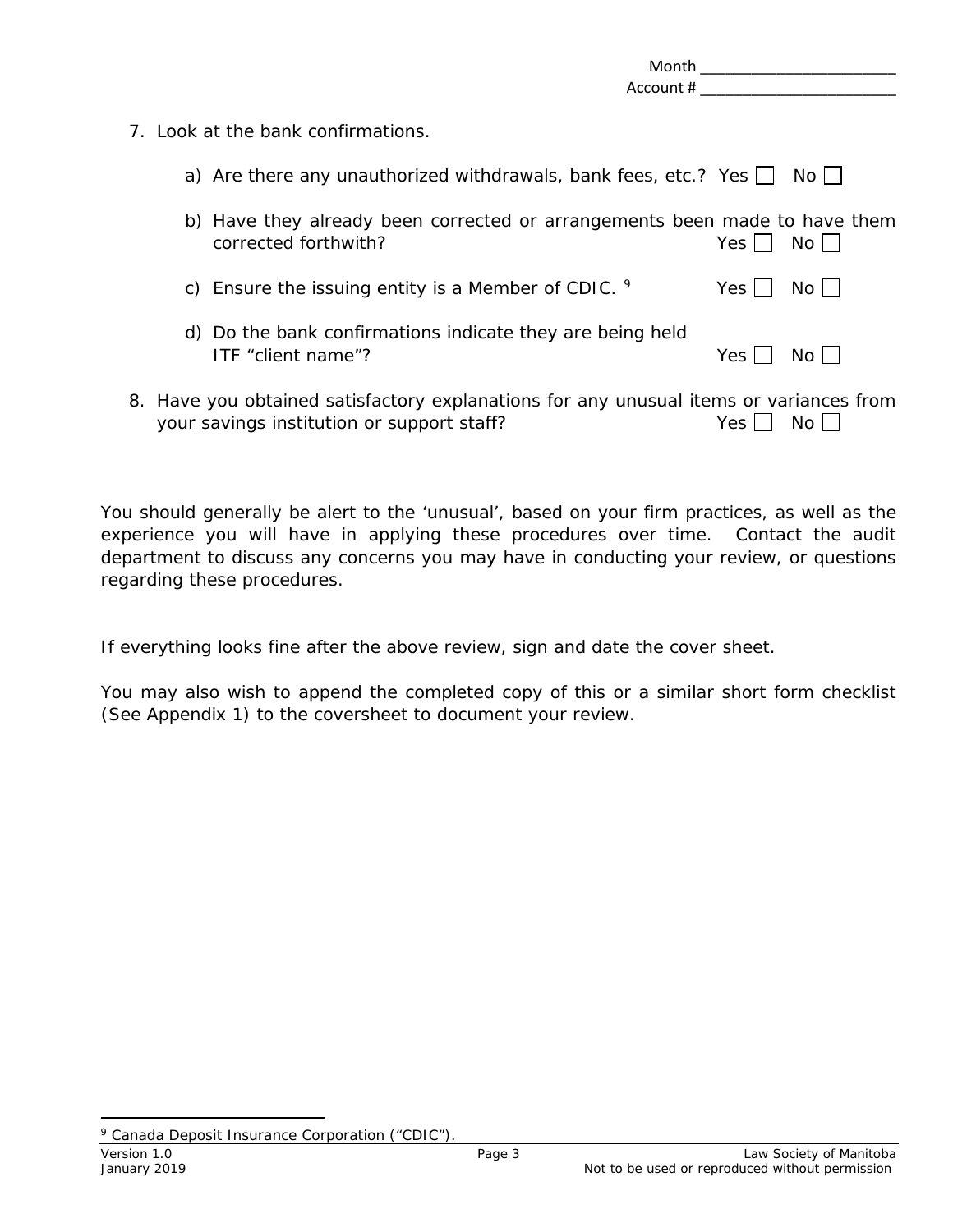Month ________________________
Account # ________________________

7. Look at the bank confirmations.

   a) Are there any unauthorized withdrawals, bank fees, etc.? Yes ☐ No ☐

   b) Have they already been corrected or arrangements been made to have them corrected forthwith? Yes ☐ No ☐

   c) Ensure the issuing entity is a Member of CDIC. [9] Yes ☐ No ☐

   d) Do the bank confirmations indicate they are being held ITF "client name"? Yes ☐ No ☐

8. Have you obtained satisfactory explanations for any unusual items or variances from your savings institution or support staff? Yes ☐ No ☐

You should generally be alert to the 'unusual', based on your firm practices, as well as the experience you will have in applying these procedures over time. Contact the audit department to discuss any concerns you may have in conducting your review, or questions regarding these procedures.

If everything looks fine after the above review, sign and date the cover sheet.

You may also wish to append the completed copy of this or a similar short form checklist (See Appendix 1) to the coversheet to document your review.

---

[9] Canada Deposit Insurance Corporation ("CDIC").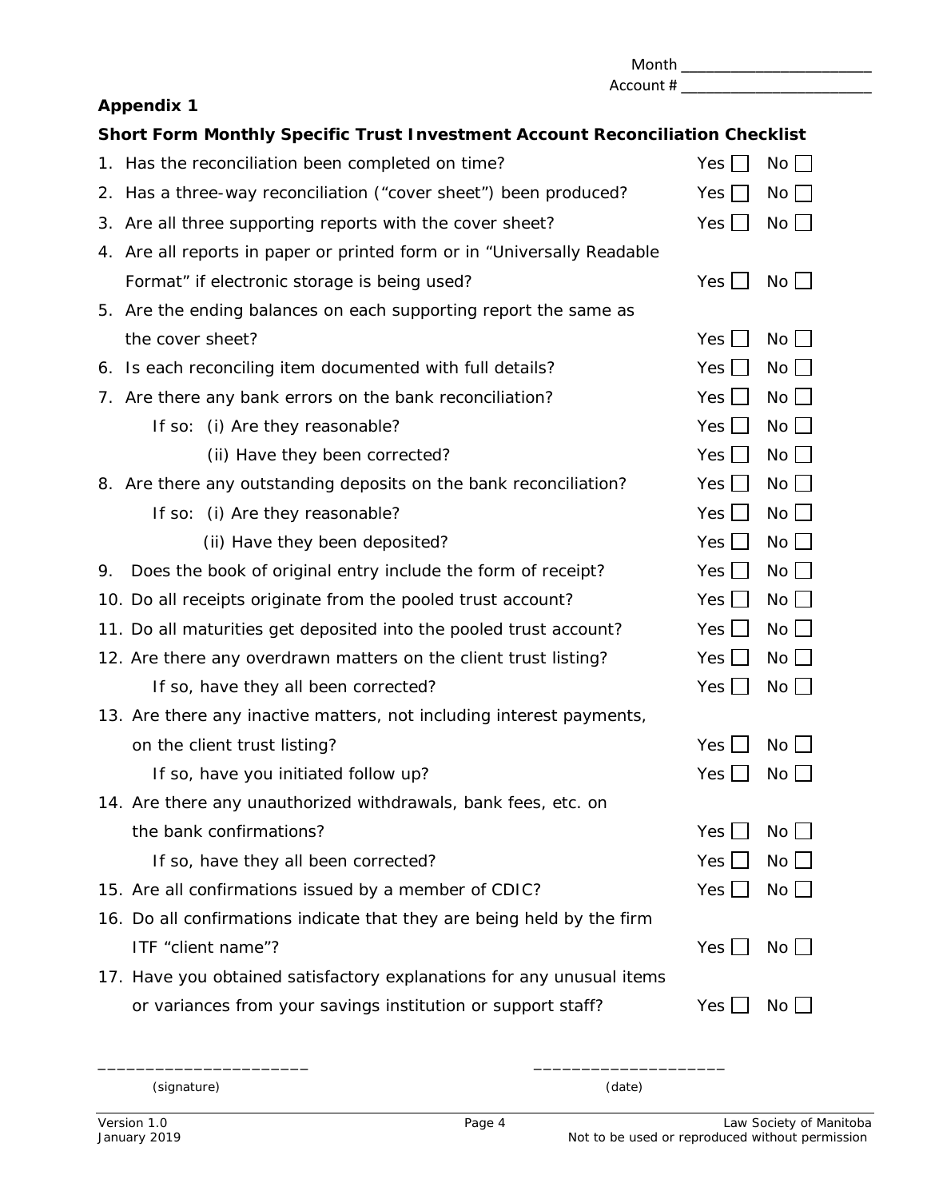Month ______________________
Account # ______________________

**Appendix 1**

**Short Form Monthly Specific Trust Investment Account Reconciliation Checklist**

1. Has the reconciliation been completed on time? Yes ☐ No ☐
2. Has a three-way reconciliation ("cover sheet") been produced? Yes ☐ No ☐
3. Are all three supporting reports with the cover sheet? Yes ☐ No ☐
4. Are all reports in paper or printed form or in "Universally Readable Format" if electronic storage is being used? Yes ☐ No ☐
5. Are the ending balances on each supporting report the same as the cover sheet? Yes ☐ No ☐
6. Is each reconciling item documented with full details? Yes ☐ No ☐
7. Are there any bank errors on the bank reconciliation? Yes ☐ No ☐
   If so: (i) Are they reasonable? Yes ☐ No ☐
   (ii) Have they been corrected? Yes ☐ No ☐
8. Are there any outstanding deposits on the bank reconciliation? Yes ☐ No ☐
   If so: (i) Are they reasonable? Yes ☐ No ☐
   (ii) Have they been deposited? Yes ☐ No ☐
9. Does the book of original entry include the form of receipt? Yes ☐ No ☐
10. Do all receipts originate from the pooled trust account? Yes ☐ No ☐
11. Do all maturities get deposited into the pooled trust account? Yes ☐ No ☐
12. Are there any overdrawn matters on the client trust listing? Yes ☐ No ☐
    If so, have they all been corrected? Yes ☐ No ☐
13. Are there any inactive matters, not including interest payments, on the client trust listing? Yes ☐ No ☐
    If so, have you initiated follow up? Yes ☐ No ☐
14. Are there any unauthorized withdrawals, bank fees, etc. on the bank confirmations? Yes ☐ No ☐
    If so, have they all been corrected? Yes ☐ No ☐
15. Are all confirmations issued by a member of CDIC? Yes ☐ No ☐
16. Do all confirmations indicate that they are being held by the firm ITF "client name"? Yes ☐ No ☐
17. Have you obtained satisfactory explanations for any unusual items or variances from your savings institution or support staff? Yes ☐ No ☐

______________________ ______________________
(signature) (date)

Version 1.0
January 2019

Law Society of Manitoba
Not to be used or reproduced without permission